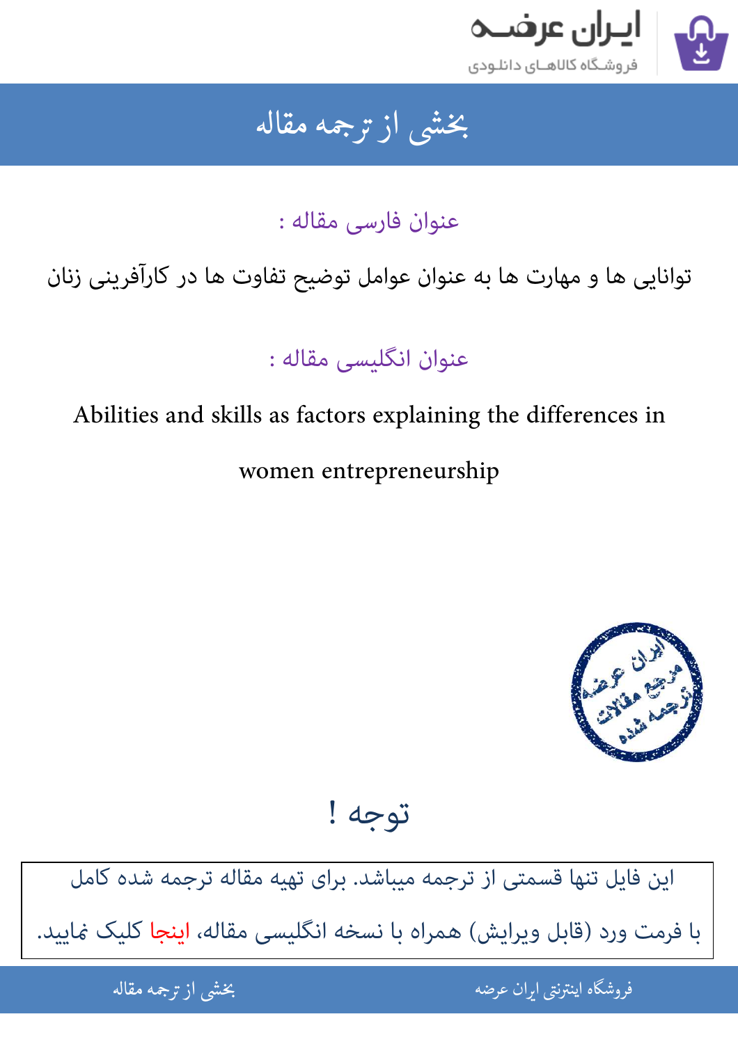# بخشی از ترجمه مقاله

عنوان فارسی مقاله :

توانایی ها و مهارت ها به عنوان عوامل توضیح تفاوت ها در کارآفرینی زنان

عنوان انگلیسی مقاله :

Abilities and skills as factors explaining the differences in women entrepreneurship

## توجه !

این فایل تنها قسمتی از ترجمه میباشد. برای تهیه مقاله ترجمه شده کامل با فرمت ورد (قابل ویرایش) همراه با نسخه انگلیسی مقاله، اینجا کلیک نمایید.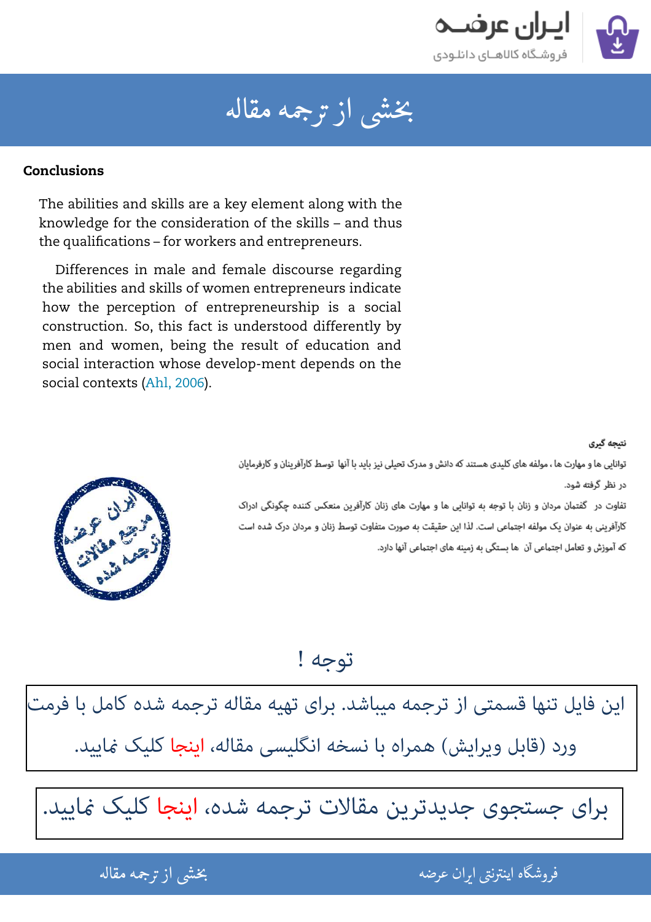# بخشی از ترجمه مقاله

**Conclusions**

The abilities and skills are a key element along with the knowledge for the consideration of the skills – and thus the qualifications – for workers and entrepreneurs.

Differences in male and female discourse regarding the abilities and skills of women entrepreneurs indicate how the perception of entrepreneurship is a social construction. So, this fact is understood differently by men and women, being the result of education and social interaction whose develop-ment depends on the social contexts (Ahl, 2006).

**نتیجه گیری**

توانایی ها و مهارت ها ، مولفه های کلیدی هستند که دانش و مدرک تحیلی نیز باید با آنها توسط کارآفرینان و کارفرمایان در نظر گرفته شود.

تفاوت در گفتمان مردان و زنان با توجه به توانایی ها و مهارت های زنان کارآفرین منعکس کننده چگونگی ادراک کارآفرینی به عنوان یک مولفه اجتماعی است. لذا این حقیقت به صورت متفاوت توسط زنان و مردان درک شده است که آموزش و تعامل اجتماعی آن ها بستگی به زمینه های اجتماعی آنها دارد.

توجه !

این فایل تنها قسمتی از ترجمه میباشد. برای تهیه مقاله ترجمه شده کامل با فرمت ورد (قابل ویرایش) همراه با نسخه انگلیسی مقاله، اینجا کلیک نمایید.

برای جستجوی جدیدترین مقالات ترجمه شده، اینجا کلیک نمایید.